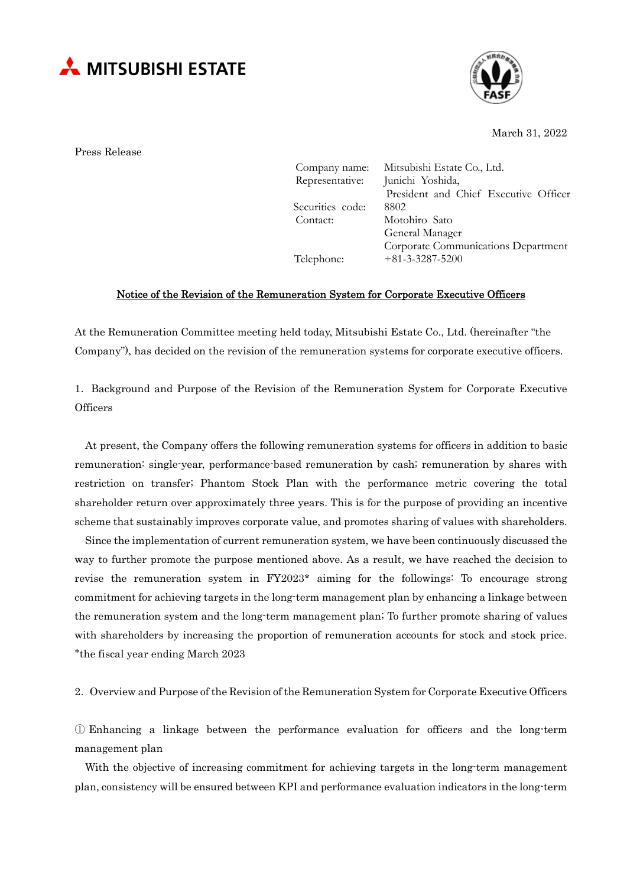MITSUBISHI ESTATE

March 31, 2022

Press Release

| | |
|---|---|
| Company name: | Mitsubishi Estate Co., Ltd. |
| Representative: | Junichi Yoshida, President and Chief Executive Officer |
| Securities code: | 8802 |
| Contact: | Motohiro Sato General Manager Corporate Communications Department |
| Telephone: | +81-3-3287-5200 |

## Notice of the Revision of the Remuneration System for Corporate Executive Officers

At the Remuneration Committee meeting held today, Mitsubishi Estate Co., Ltd. (hereinafter "the Company"), has decided on the revision of the remuneration systems for corporate executive officers.

1. Background and Purpose of the Revision of the Remuneration System for Corporate Executive Officers

At present, the Company offers the following remuneration systems for officers in addition to basic remuneration: single-year, performance-based remuneration by cash; remuneration by shares with restriction on transfer; Phantom Stock Plan with the performance metric covering the total shareholder return over approximately three years. This is for the purpose of providing an incentive scheme that sustainably improves corporate value, and promotes sharing of values with shareholders.

Since the implementation of current remuneration system, we have been continuously discussed the way to further promote the purpose mentioned above. As a result, we have reached the decision to revise the remuneration system in FY2023* aiming for the followings: To encourage strong commitment for achieving targets in the long-term management plan by enhancing a linkage between the remuneration system and the long-term management plan; To further promote sharing of values with shareholders by increasing the proportion of remuneration accounts for stock and stock price.
*the fiscal year ending March 2023

2. Overview and Purpose of the Revision of the Remuneration System for Corporate Executive Officers

① Enhancing a linkage between the performance evaluation for officers and the long-term management plan

With the objective of increasing commitment for achieving targets in the long-term management plan, consistency will be ensured between KPI and performance evaluation indicators in the long-term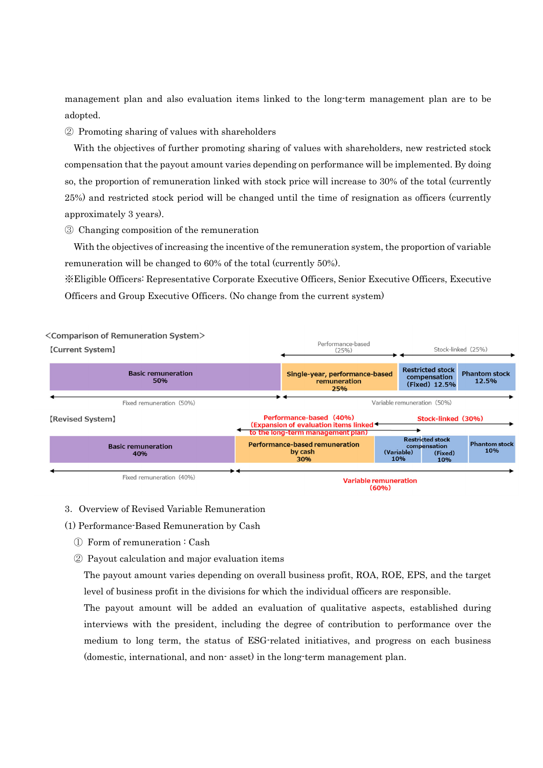management plan and also evaluation items linked to the long-term management plan are to be adopted.

② Promoting sharing of values with shareholders

With the objectives of further promoting sharing of values with shareholders, new restricted stock compensation that the payout amount varies depending on performance will be implemented. By doing so, the proportion of remuneration linked with stock price will increase to 30% of the total (currently 25%) and restricted stock period will be changed until the time of resignation as officers (currently approximately 3 years).

③ Changing composition of the remuneration

With the objectives of increasing the incentive of the remuneration system, the proportion of variable remuneration will be changed to 60% of the total (currently 50%).

※Eligible Officers: Representative Corporate Executive Officers, Senior Executive Officers, Executive Officers and Group Executive Officers. (No change from the current system)

<Comparison of Remuneration System>

【Current System】

| Fixed remuneration (50%) | Variable remuneration (50%) | | |
|---|---|---|---|
| | Performance-based (25%) | Stock-linked (25%) | |
| Basic remuneration 50% | Single-year, performance-based remuneration 25% | Restricted stock compensation (Fixed) 12.5% | Phantom stock 12.5% |

【Revised System】

| Fixed remuneration (40%) | Variable remuneration (60%) | | | |
|---|---|---|---|---|
| | Performance-based (40%) (Expansion of evaluation items linked to the long-term management plan) | | | Stock-linked (30%) |
| Basic remuneration 40% | Performance-based remuneration by cash 30% | Restricted stock compensation (Variable) 10% | Restricted stock compensation (Fixed) 10% | Phantom stock 10% |

3. Overview of Revised Variable Remuneration

(1) Performance-Based Remuneration by Cash

① Form of remuneration : Cash

② Payout calculation and major evaluation items

The payout amount varies depending on overall business profit, ROA, ROE, EPS, and the target level of business profit in the divisions for which the individual officers are responsible.

The payout amount will be added an evaluation of qualitative aspects, established during interviews with the president, including the degree of contribution to performance over the medium to long term, the status of ESG-related initiatives, and progress on each business (domestic, international, and non- asset) in the long-term management plan.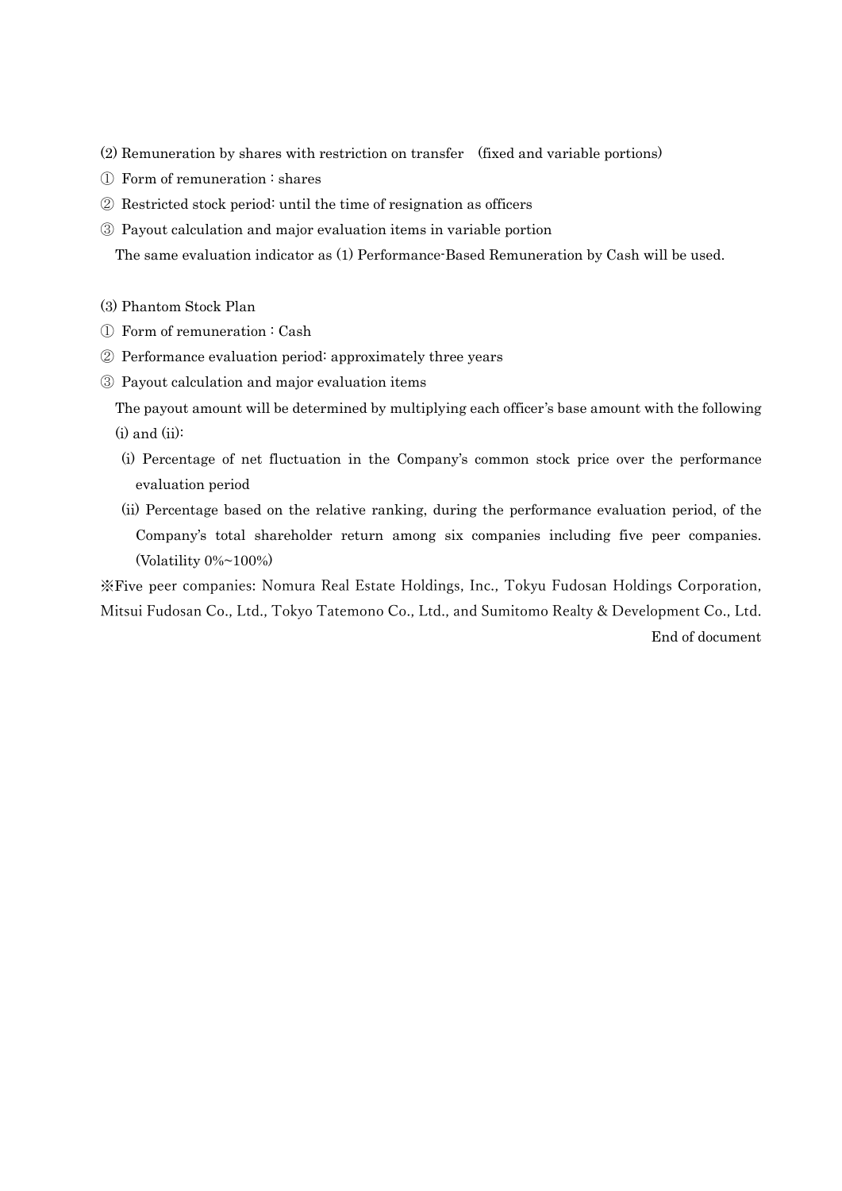(2) Remuneration by shares with restriction on transfer　(fixed and variable portions)

① Form of remuneration : shares

② Restricted stock period: until the time of resignation as officers

③ Payout calculation and major evaluation items in variable portion

The same evaluation indicator as (1) Performance-Based Remuneration by Cash will be used.

(3) Phantom Stock Plan

① Form of remuneration : Cash

② Performance evaluation period: approximately three years

③ Payout calculation and major evaluation items

The payout amount will be determined by multiplying each officer's base amount with the following (i) and (ii):

(i) Percentage of net fluctuation in the Company's common stock price over the performance evaluation period

(ii) Percentage based on the relative ranking, during the performance evaluation period, of the Company's total shareholder return among six companies including five peer companies. (Volatility 0%~100%)

※Five peer companies: Nomura Real Estate Holdings, Inc., Tokyu Fudosan Holdings Corporation, Mitsui Fudosan Co., Ltd., Tokyo Tatemono Co., Ltd., and Sumitomo Realty & Development Co., Ltd.

End of document